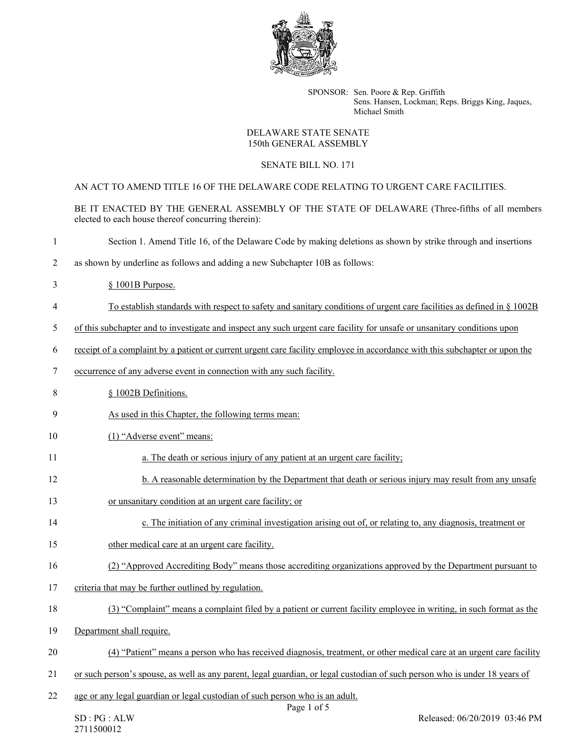SPONSOR: Sen. Poore & Rep. Griffith
Sens. Hansen, Lockman; Reps. Briggs King, Jaques, Michael Smith

DELAWARE STATE SENATE
150th GENERAL ASSEMBLY

SENATE BILL NO. 171

AN ACT TO AMEND TITLE 16 OF THE DELAWARE CODE RELATING TO URGENT CARE FACILITIES.

BE IT ENACTED BY THE GENERAL ASSEMBLY OF THE STATE OF DELAWARE (Three-fifths of all members elected to each house thereof concurring therein):

1 Section 1. Amend Title 16, of the Delaware Code by making deletions as shown by strike through and insertions
2 as shown by underline as follows and adding a new Subchapter 10B as follows:

3 <u>§ 1001B Purpose.</u>

4 <u>To establish standards with respect to safety and sanitary conditions of urgent care facilities as defined in § 1002B</u>
5 <u>of this subchapter and to investigate and inspect any such urgent care facility for unsafe or unsanitary conditions upon</u>
6 <u>receipt of a complaint by a patient or current urgent care facility employee in accordance with this subchapter or upon the</u>
7 <u>occurrence of any adverse event in connection with any such facility.</u>

8 <u>§ 1002B Definitions.</u>

9 <u>As used in this Chapter, the following terms mean:</u>

10 <u>(1) "Adverse event" means:</u>

11 <u>a. The death or serious injury of any patient at an urgent care facility;</u>

12 <u>b. A reasonable determination by the Department that death or serious injury may result from any unsafe</u>
13 <u>or unsanitary condition at an urgent care facility; or</u>

14 <u>c. The initiation of any criminal investigation arising out of, or relating to, any diagnosis, treatment or</u>
15 <u>other medical care at an urgent care facility.</u>

16 <u>(2) "Approved Accrediting Body" means those accrediting organizations approved by the Department pursuant to</u>
17 <u>criteria that may be further outlined by regulation.</u>

18 <u>(3) "Complaint" means a complaint filed by a patient or current facility employee in writing, in such format as the</u>
19 <u>Department shall require.</u>

20 <u>(4) "Patient" means a person who has received diagnosis, treatment, or other medical care at an urgent care facility</u>
21 <u>or such person's spouse, as well as any parent, legal guardian, or legal custodian of such person who is under 18 years of</u>
22 <u>age or any legal guardian or legal custodian of such person who is an adult.</u>

SD : PG : ALW
2711500012

Released: 06/20/2019 03:46 PM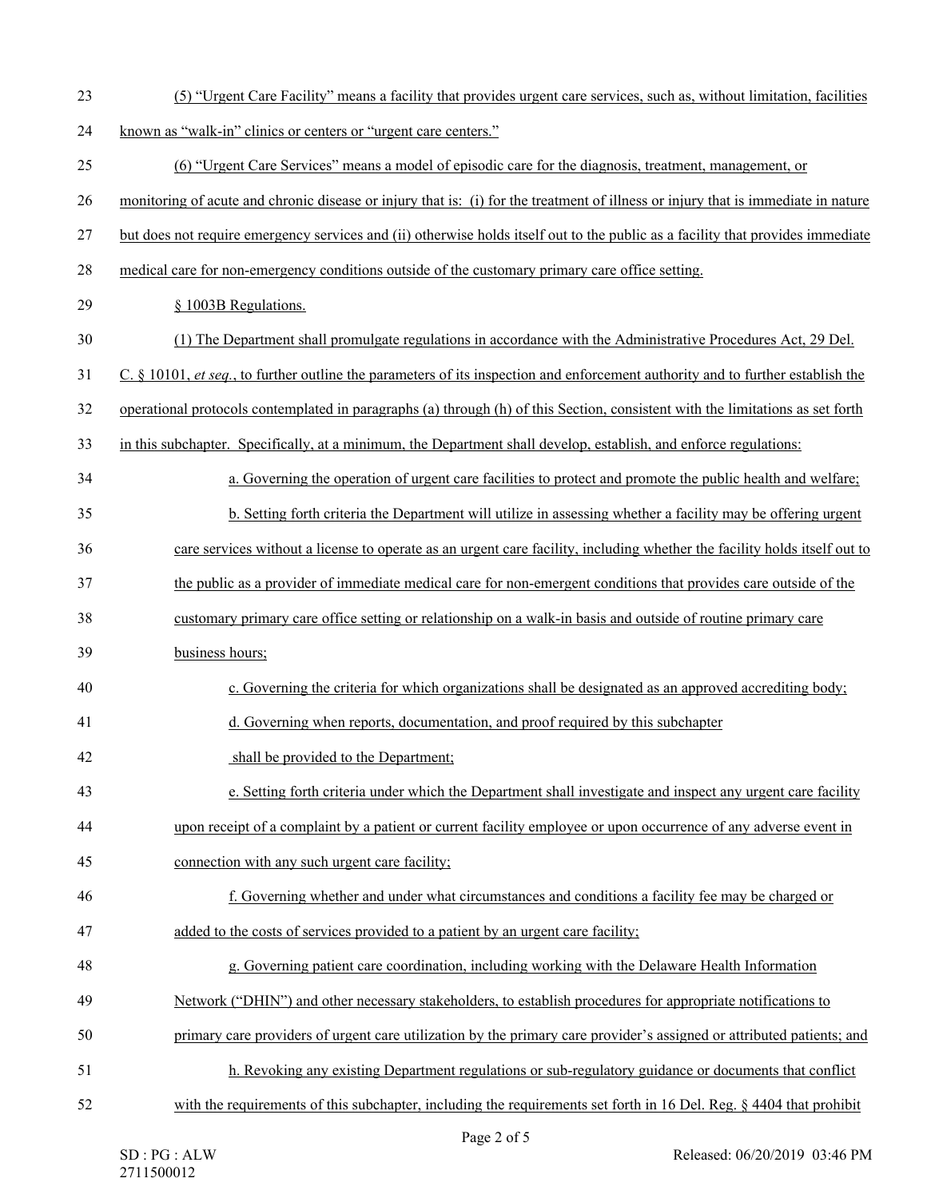(5) "Urgent Care Facility" means a facility that provides urgent care services, such as, without limitation, facilities known as "walk-in" clinics or centers or "urgent care centers."

(6) "Urgent Care Services" means a model of episodic care for the diagnosis, treatment, management, or monitoring of acute and chronic disease or injury that is: (i) for the treatment of illness or injury that is immediate in nature but does not require emergency services and (ii) otherwise holds itself out to the public as a facility that provides immediate medical care for non-emergency conditions outside of the customary primary care office setting.

§ 1003B Regulations.

(1) The Department shall promulgate regulations in accordance with the Administrative Procedures Act, 29 Del. C. § 10101, *et seq.*, to further outline the parameters of its inspection and enforcement authority and to further establish the operational protocols contemplated in paragraphs (a) through (h) of this Section, consistent with the limitations as set forth in this subchapter. Specifically, at a minimum, the Department shall develop, establish, and enforce regulations:

a. Governing the operation of urgent care facilities to protect and promote the public health and welfare;

b. Setting forth criteria the Department will utilize in assessing whether a facility may be offering urgent care services without a license to operate as an urgent care facility, including whether the facility holds itself out to the public as a provider of immediate medical care for non-emergent conditions that provides care outside of the customary primary care office setting or relationship on a walk-in basis and outside of routine primary care business hours;

c. Governing the criteria for which organizations shall be designated as an approved accrediting body;

d. Governing when reports, documentation, and proof required by this subchapter shall be provided to the Department;

e. Setting forth criteria under which the Department shall investigate and inspect any urgent care facility upon receipt of a complaint by a patient or current facility employee or upon occurrence of any adverse event in connection with any such urgent care facility;

f. Governing whether and under what circumstances and conditions a facility fee may be charged or added to the costs of services provided to a patient by an urgent care facility;

g. Governing patient care coordination, including working with the Delaware Health Information Network ("DHIN") and other necessary stakeholders, to establish procedures for appropriate notifications to primary care providers of urgent care utilization by the primary care provider's assigned or attributed patients; and

h. Revoking any existing Department regulations or sub-regulatory guidance or documents that conflict with the requirements of this subchapter, including the requirements set forth in 16 Del. Reg. § 4404 that prohibit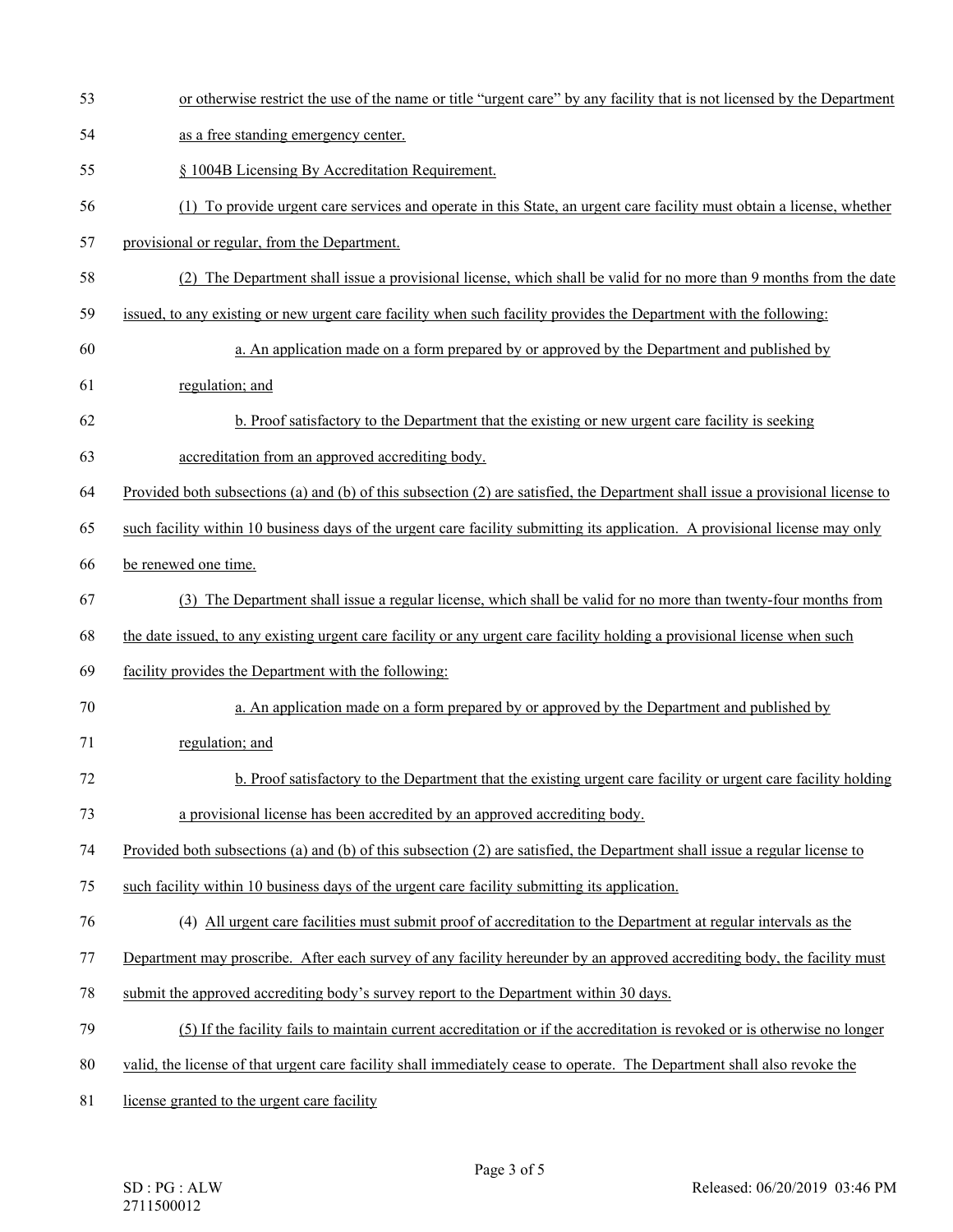or otherwise restrict the use of the name or title "urgent care" by any facility that is not licensed by the Department as a free standing emergency center.

§ 1004B Licensing By Accreditation Requirement.

(1) To provide urgent care services and operate in this State, an urgent care facility must obtain a license, whether provisional or regular, from the Department.

(2) The Department shall issue a provisional license, which shall be valid for no more than 9 months from the date issued, to any existing or new urgent care facility when such facility provides the Department with the following:

a. An application made on a form prepared by or approved by the Department and published by regulation; and

b. Proof satisfactory to the Department that the existing or new urgent care facility is seeking accreditation from an approved accrediting body.

Provided both subsections (a) and (b) of this subsection (2) are satisfied, the Department shall issue a provisional license to such facility within 10 business days of the urgent care facility submitting its application. A provisional license may only be renewed one time.

(3) The Department shall issue a regular license, which shall be valid for no more than twenty-four months from the date issued, to any existing urgent care facility or any urgent care facility holding a provisional license when such facility provides the Department with the following:

a. An application made on a form prepared by or approved by the Department and published by regulation; and

b. Proof satisfactory to the Department that the existing urgent care facility or urgent care facility holding a provisional license has been accredited by an approved accrediting body.

Provided both subsections (a) and (b) of this subsection (2) are satisfied, the Department shall issue a regular license to such facility within 10 business days of the urgent care facility submitting its application.

(4) All urgent care facilities must submit proof of accreditation to the Department at regular intervals as the Department may proscribe. After each survey of any facility hereunder by an approved accrediting body, the facility must submit the approved accrediting body's survey report to the Department within 30 days.

(5) If the facility fails to maintain current accreditation or if the accreditation is revoked or is otherwise no longer valid, the license of that urgent care facility shall immediately cease to operate. The Department shall also revoke the license granted to the urgent care facility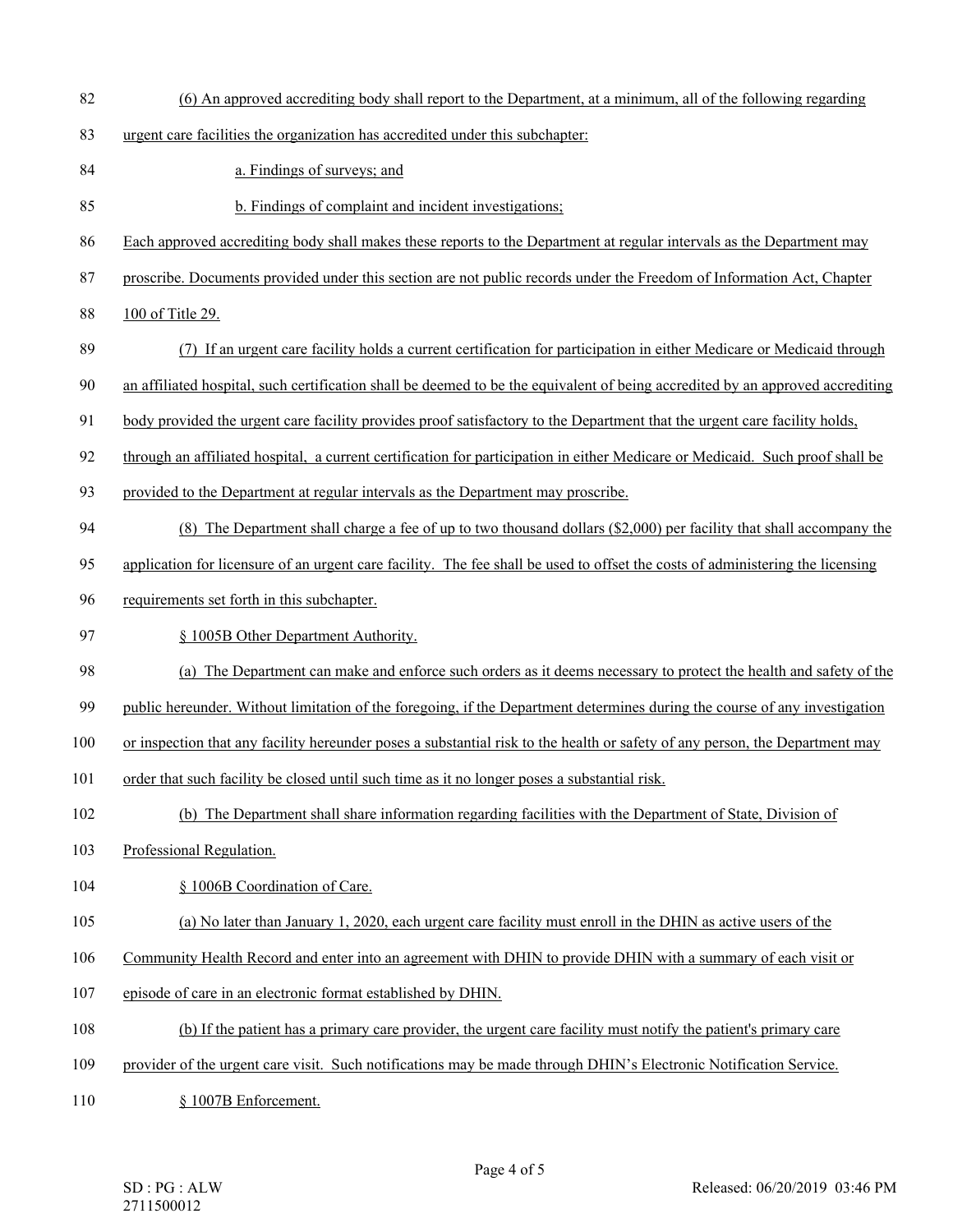(6) An approved accrediting body shall report to the Department, at a minimum, all of the following regarding urgent care facilities the organization has accredited under this subchapter:

a. Findings of surveys; and

b. Findings of complaint and incident investigations;

Each approved accrediting body shall makes these reports to the Department at regular intervals as the Department may proscribe. Documents provided under this section are not public records under the Freedom of Information Act, Chapter 100 of Title 29.

(7) If an urgent care facility holds a current certification for participation in either Medicare or Medicaid through an affiliated hospital, such certification shall be deemed to be the equivalent of being accredited by an approved accrediting body provided the urgent care facility provides proof satisfactory to the Department that the urgent care facility holds, through an affiliated hospital, a current certification for participation in either Medicare or Medicaid. Such proof shall be provided to the Department at regular intervals as the Department may proscribe.

(8) The Department shall charge a fee of up to two thousand dollars ($2,000) per facility that shall accompany the application for licensure of an urgent care facility. The fee shall be used to offset the costs of administering the licensing requirements set forth in this subchapter.

§ 1005B Other Department Authority.

(a) The Department can make and enforce such orders as it deems necessary to protect the health and safety of the public hereunder. Without limitation of the foregoing, if the Department determines during the course of any investigation or inspection that any facility hereunder poses a substantial risk to the health or safety of any person, the Department may order that such facility be closed until such time as it no longer poses a substantial risk.

(b) The Department shall share information regarding facilities with the Department of State, Division of Professional Regulation.

§ 1006B Coordination of Care.

(a) No later than January 1, 2020, each urgent care facility must enroll in the DHIN as active users of the Community Health Record and enter into an agreement with DHIN to provide DHIN with a summary of each visit or episode of care in an electronic format established by DHIN.

(b) If the patient has a primary care provider, the urgent care facility must notify the patient's primary care provider of the urgent care visit. Such notifications may be made through DHIN's Electronic Notification Service.

§ 1007B Enforcement.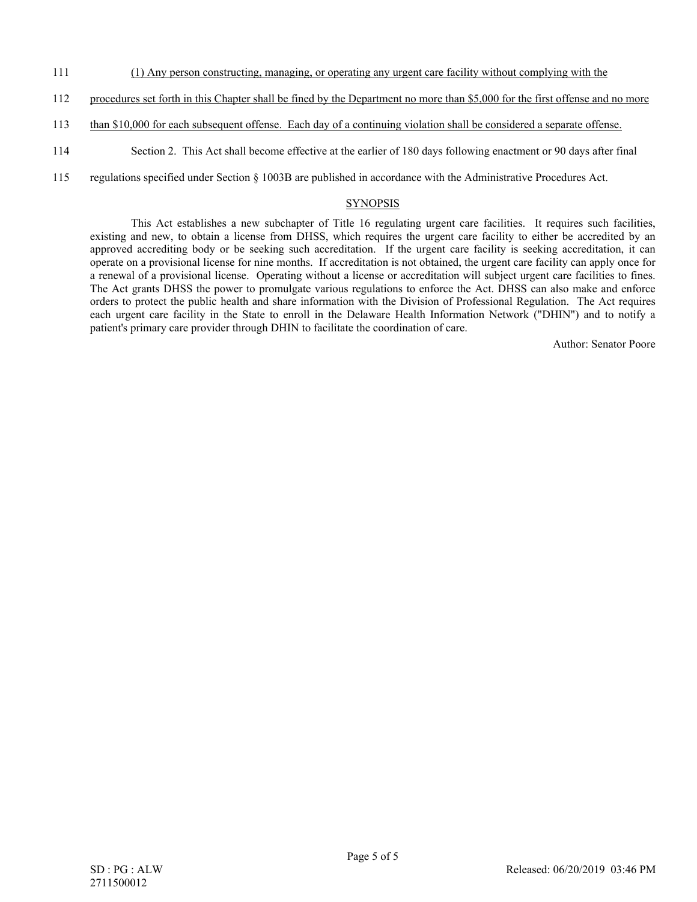111 (1) Any person constructing, managing, or operating any urgent care facility without complying with the

112 procedures set forth in this Chapter shall be fined by the Department no more than $5,000 for the first offense and no more

113 than $10,000 for each subsequent offense. Each day of a continuing violation shall be considered a separate offense.

114 Section 2. This Act shall become effective at the earlier of 180 days following enactment or 90 days after final

115 regulations specified under Section § 1003B are published in accordance with the Administrative Procedures Act.

## SYNOPSIS

This Act establishes a new subchapter of Title 16 regulating urgent care facilities. It requires such facilities, existing and new, to obtain a license from DHSS, which requires the urgent care facility to either be accredited by an approved accrediting body or be seeking such accreditation. If the urgent care facility is seeking accreditation, it can operate on a provisional license for nine months. If accreditation is not obtained, the urgent care facility can apply once for a renewal of a provisional license. Operating without a license or accreditation will subject urgent care facilities to fines. The Act grants DHSS the power to promulgate various regulations to enforce the Act. DHSS can also make and enforce orders to protect the public health and share information with the Division of Professional Regulation. The Act requires each urgent care facility in the State to enroll in the Delaware Health Information Network ("DHIN") and to notify a patient's primary care provider through DHIN to facilitate the coordination of care.

Author: Senator Poore

SD : PG : ALW
2711500012

Released: 06/20/2019 03:46 PM